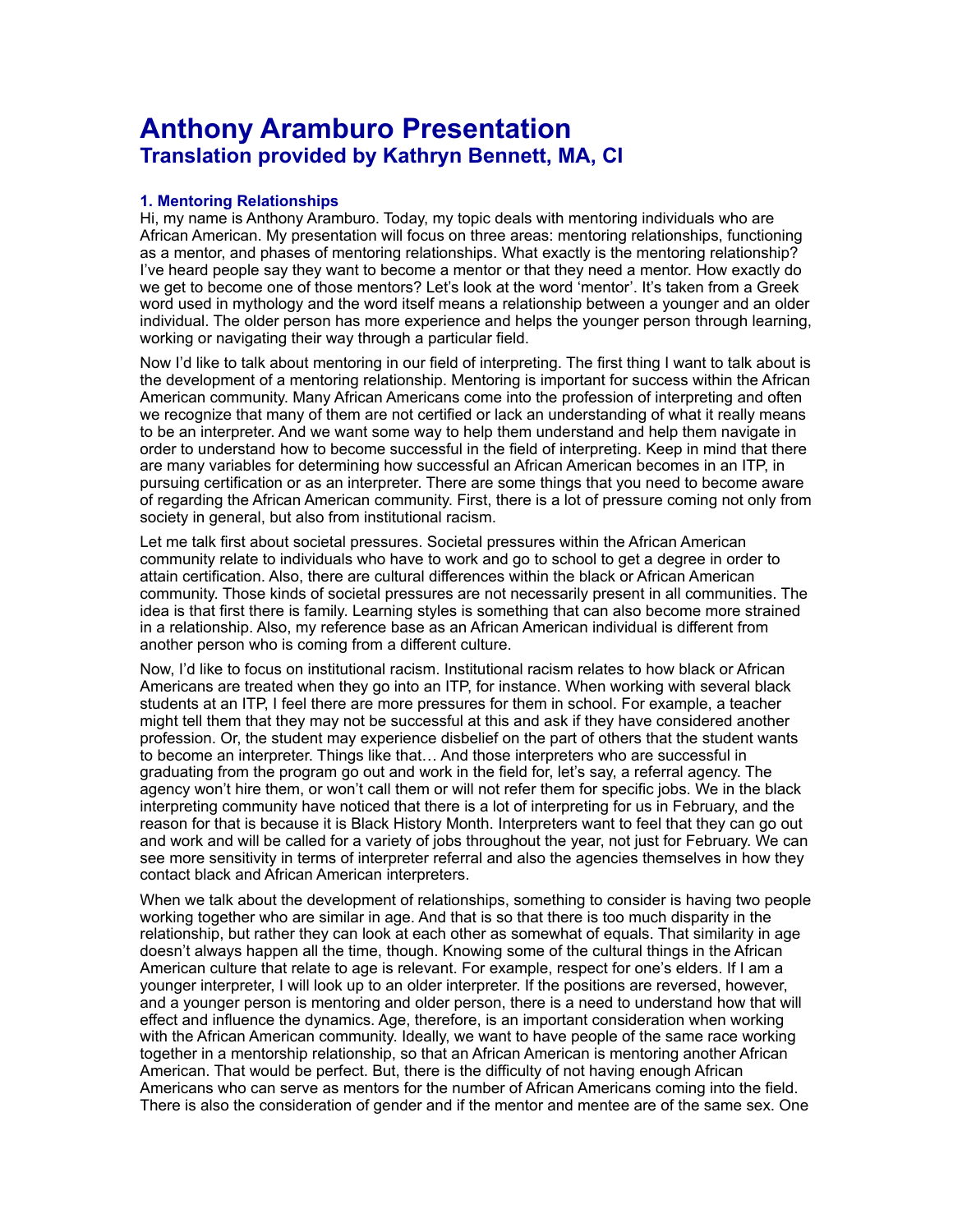# Anthony Aramburo Presentation
## Translation provided by Kathryn Bennett, MA, CI

### 1. Mentoring Relationships

Hi, my name is Anthony Aramburo. Today, my topic deals with mentoring individuals who are African American. My presentation will focus on three areas: mentoring relationships, functioning as a mentor, and phases of mentoring relationships. What exactly is the mentoring relationship? I've heard people say they want to become a mentor or that they need a mentor. How exactly do we get to become one of those mentors? Let's look at the word 'mentor'. It's taken from a Greek word used in mythology and the word itself means a relationship between a younger and an older individual. The older person has more experience and helps the younger person through learning, working or navigating their way through a particular field.

Now I'd like to talk about mentoring in our field of interpreting. The first thing I want to talk about is the development of a mentoring relationship. Mentoring is important for success within the African American community. Many African Americans come into the profession of interpreting and often we recognize that many of them are not certified or lack an understanding of what it really means to be an interpreter. And we want some way to help them understand and help them navigate in order to understand how to become successful in the field of interpreting. Keep in mind that there are many variables for determining how successful an African American becomes in an ITP, in pursuing certification or as an interpreter. There are some things that you need to become aware of regarding the African American community. First, there is a lot of pressure coming not only from society in general, but also from institutional racism.

Let me talk first about societal pressures. Societal pressures within the African American community relate to individuals who have to work and go to school to get a degree in order to attain certification. Also, there are cultural differences within the black or African American community. Those kinds of societal pressures are not necessarily present in all communities. The idea is that first there is family. Learning styles is something that can also become more strained in a relationship. Also, my reference base as an African American individual is different from another person who is coming from a different culture.

Now, I'd like to focus on institutional racism. Institutional racism relates to how black or African Americans are treated when they go into an ITP, for instance. When working with several black students at an ITP, I feel there are more pressures for them in school. For example, a teacher might tell them that they may not be successful at this and ask if they have considered another profession. Or, the student may experience disbelief on the part of others that the student wants to become an interpreter. Things like that… And those interpreters who are successful in graduating from the program go out and work in the field for, let's say, a referral agency. The agency won't hire them, or won't call them or will not refer them for specific jobs. We in the black interpreting community have noticed that there is a lot of interpreting for us in February, and the reason for that is because it is Black History Month. Interpreters want to feel that they can go out and work and will be called for a variety of jobs throughout the year, not just for February. We can see more sensitivity in terms of interpreter referral and also the agencies themselves in how they contact black and African American interpreters.

When we talk about the development of relationships, something to consider is having two people working together who are similar in age. And that is so that there is too much disparity in the relationship, but rather they can look at each other as somewhat of equals. That similarity in age doesn't always happen all the time, though. Knowing some of the cultural things in the African American culture that relate to age is relevant. For example, respect for one's elders. If I am a younger interpreter, I will look up to an older interpreter. If the positions are reversed, however, and a younger person is mentoring and older person, there is a need to understand how that will effect and influence the dynamics. Age, therefore, is an important consideration when working with the African American community. Ideally, we want to have people of the same race working together in a mentorship relationship, so that an African American is mentoring another African American. That would be perfect. But, there is the difficulty of not having enough African Americans who can serve as mentors for the number of African Americans coming into the field. There is also the consideration of gender and if the mentor and mentee are of the same sex. One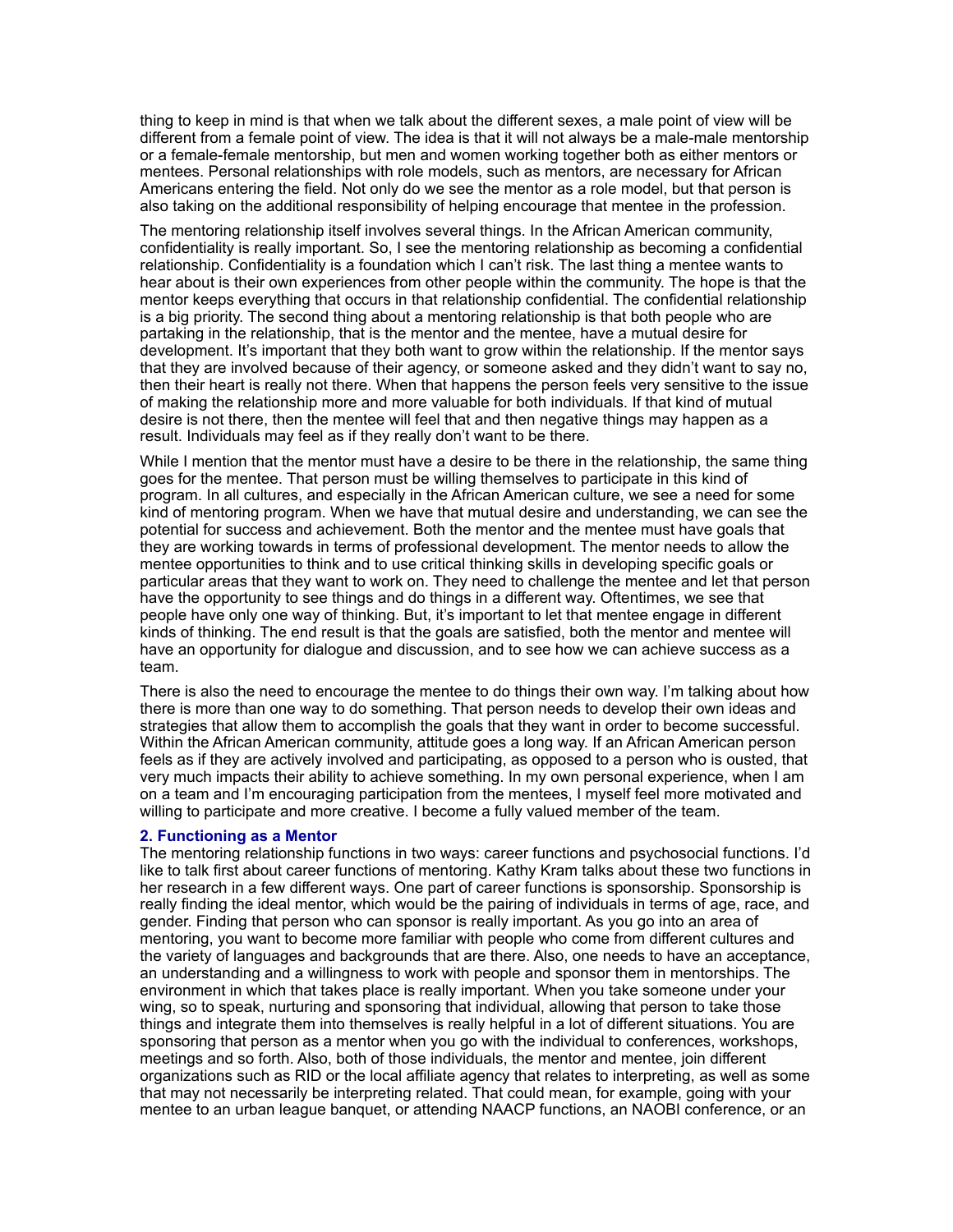thing to keep in mind is that when we talk about the different sexes, a male point of view will be different from a female point of view. The idea is that it will not always be a male-male mentorship or a female-female mentorship, but men and women working together both as either mentors or mentees. Personal relationships with role models, such as mentors, are necessary for African Americans entering the field. Not only do we see the mentor as a role model, but that person is also taking on the additional responsibility of helping encourage that mentee in the profession.

The mentoring relationship itself involves several things. In the African American community, confidentiality is really important. So, I see the mentoring relationship as becoming a confidential relationship. Confidentiality is a foundation which I can't risk. The last thing a mentee wants to hear about is their own experiences from other people within the community. The hope is that the mentor keeps everything that occurs in that relationship confidential. The confidential relationship is a big priority. The second thing about a mentoring relationship is that both people who are partaking in the relationship, that is the mentor and the mentee, have a mutual desire for development. It's important that they both want to grow within the relationship. If the mentor says that they are involved because of their agency, or someone asked and they didn't want to say no, then their heart is really not there. When that happens the person feels very sensitive to the issue of making the relationship more and more valuable for both individuals. If that kind of mutual desire is not there, then the mentee will feel that and then negative things may happen as a result. Individuals may feel as if they really don't want to be there.

While I mention that the mentor must have a desire to be there in the relationship, the same thing goes for the mentee. That person must be willing themselves to participate in this kind of program. In all cultures, and especially in the African American culture, we see a need for some kind of mentoring program. When we have that mutual desire and understanding, we can see the potential for success and achievement. Both the mentor and the mentee must have goals that they are working towards in terms of professional development. The mentor needs to allow the mentee opportunities to think and to use critical thinking skills in developing specific goals or particular areas that they want to work on. They need to challenge the mentee and let that person have the opportunity to see things and do things in a different way. Oftentimes, we see that people have only one way of thinking. But, it's important to let that mentee engage in different kinds of thinking. The end result is that the goals are satisfied, both the mentor and mentee will have an opportunity for dialogue and discussion, and to see how we can achieve success as a team.

There is also the need to encourage the mentee to do things their own way. I'm talking about how there is more than one way to do something. That person needs to develop their own ideas and strategies that allow them to accomplish the goals that they want in order to become successful. Within the African American community, attitude goes a long way. If an African American person feels as if they are actively involved and participating, as opposed to a person who is ousted, that very much impacts their ability to achieve something. In my own personal experience, when I am on a team and I'm encouraging participation from the mentees, I myself feel more motivated and willing to participate and more creative. I become a fully valued member of the team.

### 2. Functioning as a Mentor

The mentoring relationship functions in two ways: career functions and psychosocial functions. I'd like to talk first about career functions of mentoring. Kathy Kram talks about these two functions in her research in a few different ways. One part of career functions is sponsorship. Sponsorship is really finding the ideal mentor, which would be the pairing of individuals in terms of age, race, and gender. Finding that person who can sponsor is really important. As you go into an area of mentoring, you want to become more familiar with people who come from different cultures and the variety of languages and backgrounds that are there. Also, one needs to have an acceptance, an understanding and a willingness to work with people and sponsor them in mentorships. The environment in which that takes place is really important. When you take someone under your wing, so to speak, nurturing and sponsoring that individual, allowing that person to take those things and integrate them into themselves is really helpful in a lot of different situations. You are sponsoring that person as a mentor when you go with the individual to conferences, workshops, meetings and so forth. Also, both of those individuals, the mentor and mentee, join different organizations such as RID or the local affiliate agency that relates to interpreting, as well as some that may not necessarily be interpreting related. That could mean, for example, going with your mentee to an urban league banquet, or attending NAACP functions, an NAOBI conference, or an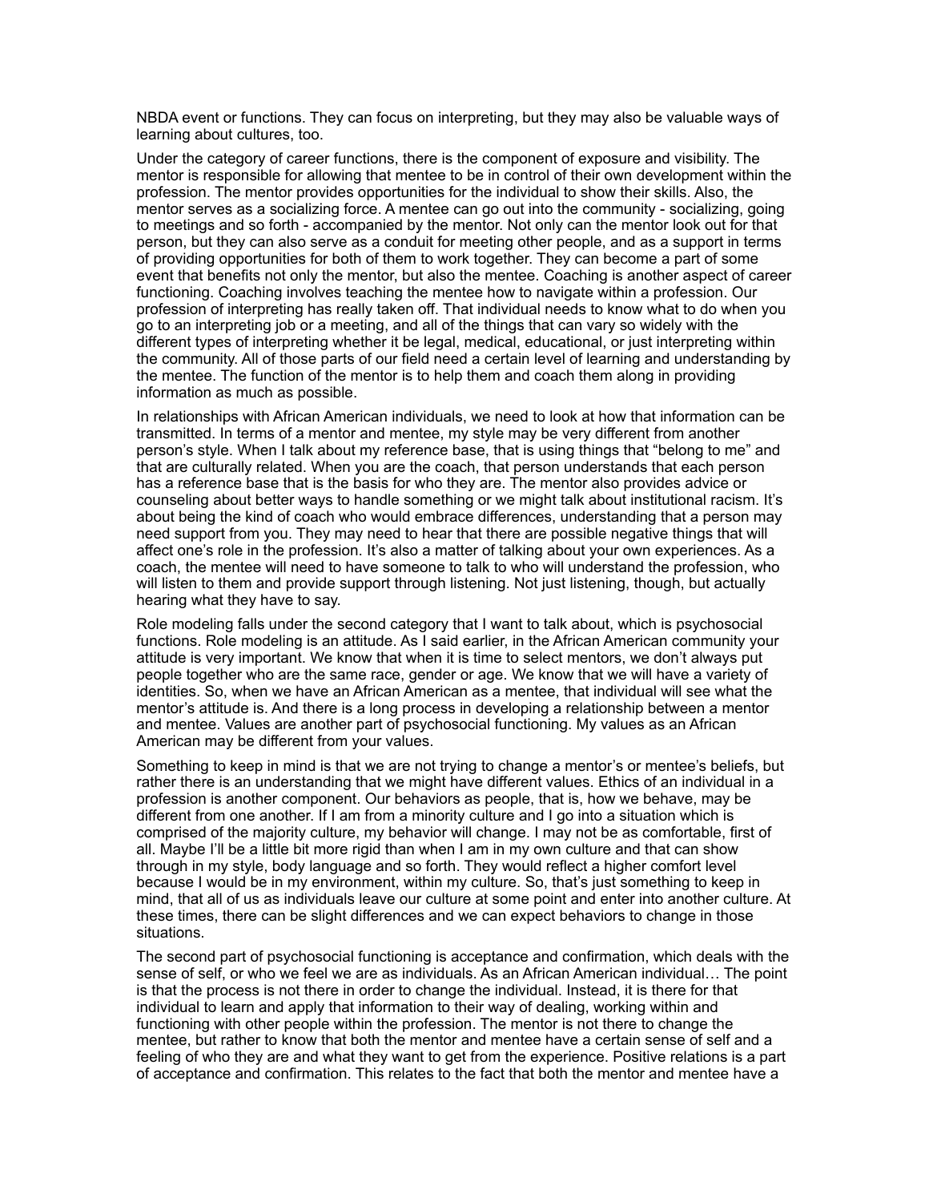NBDA event or functions. They can focus on interpreting, but they may also be valuable ways of learning about cultures, too.

Under the category of career functions, there is the component of exposure and visibility. The mentor is responsible for allowing that mentee to be in control of their own development within the profession. The mentor provides opportunities for the individual to show their skills. Also, the mentor serves as a socializing force. A mentee can go out into the community - socializing, going to meetings and so forth - accompanied by the mentor. Not only can the mentor look out for that person, but they can also serve as a conduit for meeting other people, and as a support in terms of providing opportunities for both of them to work together. They can become a part of some event that benefits not only the mentor, but also the mentee. Coaching is another aspect of career functioning. Coaching involves teaching the mentee how to navigate within a profession. Our profession of interpreting has really taken off. That individual needs to know what to do when you go to an interpreting job or a meeting, and all of the things that can vary so widely with the different types of interpreting whether it be legal, medical, educational, or just interpreting within the community. All of those parts of our field need a certain level of learning and understanding by the mentee. The function of the mentor is to help them and coach them along in providing information as much as possible.

In relationships with African American individuals, we need to look at how that information can be transmitted. In terms of a mentor and mentee, my style may be very different from another person's style. When I talk about my reference base, that is using things that "belong to me" and that are culturally related. When you are the coach, that person understands that each person has a reference base that is the basis for who they are. The mentor also provides advice or counseling about better ways to handle something or we might talk about institutional racism. It's about being the kind of coach who would embrace differences, understanding that a person may need support from you. They may need to hear that there are possible negative things that will affect one's role in the profession. It's also a matter of talking about your own experiences. As a coach, the mentee will need to have someone to talk to who will understand the profession, who will listen to them and provide support through listening. Not just listening, though, but actually hearing what they have to say.

Role modeling falls under the second category that I want to talk about, which is psychosocial functions. Role modeling is an attitude. As I said earlier, in the African American community your attitude is very important. We know that when it is time to select mentors, we don't always put people together who are the same race, gender or age. We know that we will have a variety of identities. So, when we have an African American as a mentee, that individual will see what the mentor's attitude is. And there is a long process in developing a relationship between a mentor and mentee. Values are another part of psychosocial functioning. My values as an African American may be different from your values.

Something to keep in mind is that we are not trying to change a mentor's or mentee's beliefs, but rather there is an understanding that we might have different values. Ethics of an individual in a profession is another component. Our behaviors as people, that is, how we behave, may be different from one another. If I am from a minority culture and I go into a situation which is comprised of the majority culture, my behavior will change. I may not be as comfortable, first of all. Maybe I'll be a little bit more rigid than when I am in my own culture and that can show through in my style, body language and so forth. They would reflect a higher comfort level because I would be in my environment, within my culture. So, that's just something to keep in mind, that all of us as individuals leave our culture at some point and enter into another culture. At these times, there can be slight differences and we can expect behaviors to change in those situations.

The second part of psychosocial functioning is acceptance and confirmation, which deals with the sense of self, or who we feel we are as individuals. As an African American individual… The point is that the process is not there in order to change the individual. Instead, it is there for that individual to learn and apply that information to their way of dealing, working within and functioning with other people within the profession. The mentor is not there to change the mentee, but rather to know that both the mentor and mentee have a certain sense of self and a feeling of who they are and what they want to get from the experience. Positive relations is a part of acceptance and confirmation. This relates to the fact that both the mentor and mentee have a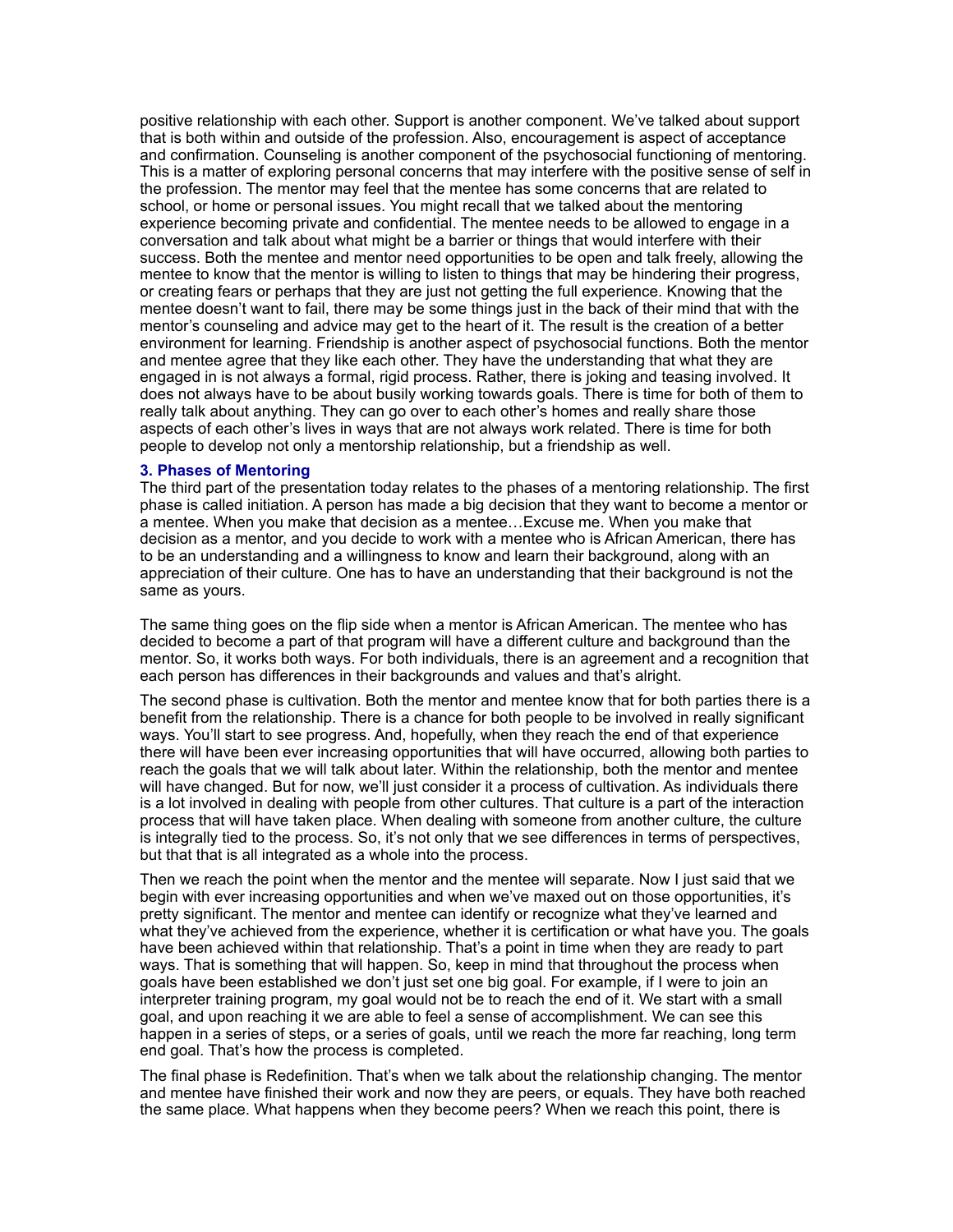positive relationship with each other. Support is another component. We've talked about support that is both within and outside of the profession. Also, encouragement is aspect of acceptance and confirmation. Counseling is another component of the psychosocial functioning of mentoring. This is a matter of exploring personal concerns that may interfere with the positive sense of self in the profession. The mentor may feel that the mentee has some concerns that are related to school, or home or personal issues. You might recall that we talked about the mentoring experience becoming private and confidential. The mentee needs to be allowed to engage in a conversation and talk about what might be a barrier or things that would interfere with their success. Both the mentee and mentor need opportunities to be open and talk freely, allowing the mentee to know that the mentor is willing to listen to things that may be hindering their progress, or creating fears or perhaps that they are just not getting the full experience. Knowing that the mentee doesn't want to fail, there may be some things just in the back of their mind that with the mentor's counseling and advice may get to the heart of it. The result is the creation of a better environment for learning. Friendship is another aspect of psychosocial functions. Both the mentor and mentee agree that they like each other. They have the understanding that what they are engaged in is not always a formal, rigid process. Rather, there is joking and teasing involved. It does not always have to be about busily working towards goals. There is time for both of them to really talk about anything. They can go over to each other's homes and really share those aspects of each other's lives in ways that are not always work related. There is time for both people to develop not only a mentorship relationship, but a friendship as well.

### 3. Phases of Mentoring

The third part of the presentation today relates to the phases of a mentoring relationship. The first phase is called initiation. A person has made a big decision that they want to become a mentor or a mentee. When you make that decision as a mentee…Excuse me. When you make that decision as a mentor, and you decide to work with a mentee who is African American, there has to be an understanding and a willingness to know and learn their background, along with an appreciation of their culture. One has to have an understanding that their background is not the same as yours.

The same thing goes on the flip side when a mentor is African American. The mentee who has decided to become a part of that program will have a different culture and background than the mentor. So, it works both ways. For both individuals, there is an agreement and a recognition that each person has differences in their backgrounds and values and that's alright.

The second phase is cultivation. Both the mentor and mentee know that for both parties there is a benefit from the relationship. There is a chance for both people to be involved in really significant ways. You'll start to see progress. And, hopefully, when they reach the end of that experience there will have been ever increasing opportunities that will have occurred, allowing both parties to reach the goals that we will talk about later. Within the relationship, both the mentor and mentee will have changed. But for now, we'll just consider it a process of cultivation. As individuals there is a lot involved in dealing with people from other cultures. That culture is a part of the interaction process that will have taken place. When dealing with someone from another culture, the culture is integrally tied to the process. So, it's not only that we see differences in terms of perspectives, but that that is all integrated as a whole into the process.

Then we reach the point when the mentor and the mentee will separate. Now I just said that we begin with ever increasing opportunities and when we've maxed out on those opportunities, it's pretty significant. The mentor and mentee can identify or recognize what they've learned and what they've achieved from the experience, whether it is certification or what have you. The goals have been achieved within that relationship. That's a point in time when they are ready to part ways. That is something that will happen. So, keep in mind that throughout the process when goals have been established we don't just set one big goal. For example, if I were to join an interpreter training program, my goal would not be to reach the end of it. We start with a small goal, and upon reaching it we are able to feel a sense of accomplishment. We can see this happen in a series of steps, or a series of goals, until we reach the more far reaching, long term end goal. That's how the process is completed.

The final phase is Redefinition. That's when we talk about the relationship changing. The mentor and mentee have finished their work and now they are peers, or equals. They have both reached the same place. What happens when they become peers? When we reach this point, there is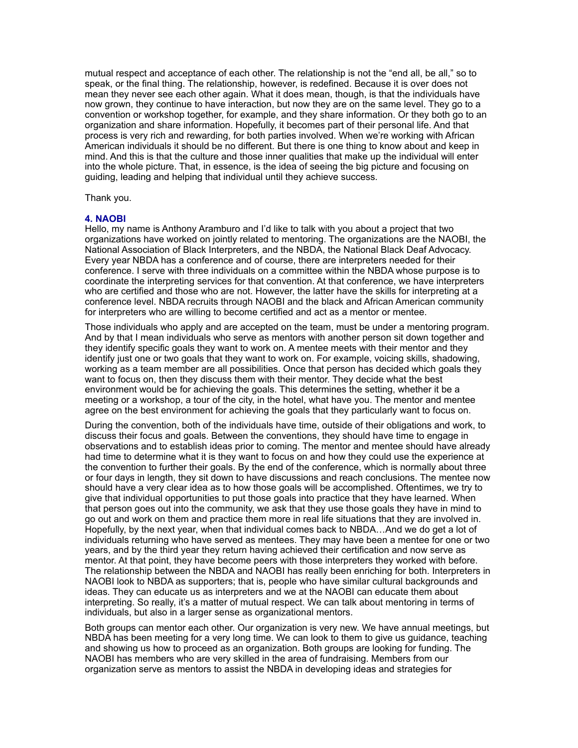mutual respect and acceptance of each other. The relationship is not the "end all, be all," so to speak, or the final thing. The relationship, however, is redefined. Because it is over does not mean they never see each other again. What it does mean, though, is that the individuals have now grown, they continue to have interaction, but now they are on the same level. They go to a convention or workshop together, for example, and they share information. Or they both go to an organization and share information. Hopefully, it becomes part of their personal life. And that process is very rich and rewarding, for both parties involved. When we're working with African American individuals it should be no different. But there is one thing to know about and keep in mind. And this is that the culture and those inner qualities that make up the individual will enter into the whole picture. That, in essence, is the idea of seeing the big picture and focusing on guiding, leading and helping that individual until they achieve success.

Thank you.

### 4. NAOBI

Hello, my name is Anthony Aramburo and I'd like to talk with you about a project that two organizations have worked on jointly related to mentoring. The organizations are the NAOBI, the National Association of Black Interpreters, and the NBDA, the National Black Deaf Advocacy. Every year NBDA has a conference and of course, there are interpreters needed for their conference. I serve with three individuals on a committee within the NBDA whose purpose is to coordinate the interpreting services for that convention. At that conference, we have interpreters who are certified and those who are not. However, the latter have the skills for interpreting at a conference level. NBDA recruits through NAOBI and the black and African American community for interpreters who are willing to become certified and act as a mentor or mentee.

Those individuals who apply and are accepted on the team, must be under a mentoring program. And by that I mean individuals who serve as mentors with another person sit down together and they identify specific goals they want to work on. A mentee meets with their mentor and they identify just one or two goals that they want to work on. For example, voicing skills, shadowing, working as a team member are all possibilities. Once that person has decided which goals they want to focus on, then they discuss them with their mentor. They decide what the best environment would be for achieving the goals. This determines the setting, whether it be a meeting or a workshop, a tour of the city, in the hotel, what have you. The mentor and mentee agree on the best environment for achieving the goals that they particularly want to focus on.

During the convention, both of the individuals have time, outside of their obligations and work, to discuss their focus and goals. Between the conventions, they should have time to engage in observations and to establish ideas prior to coming. The mentor and mentee should have already had time to determine what it is they want to focus on and how they could use the experience at the convention to further their goals. By the end of the conference, which is normally about three or four days in length, they sit down to have discussions and reach conclusions. The mentee now should have a very clear idea as to how those goals will be accomplished. Oftentimes, we try to give that individual opportunities to put those goals into practice that they have learned. When that person goes out into the community, we ask that they use those goals they have in mind to go out and work on them and practice them more in real life situations that they are involved in. Hopefully, by the next year, when that individual comes back to NBDA…And we do get a lot of individuals returning who have served as mentees. They may have been a mentee for one or two years, and by the third year they return having achieved their certification and now serve as mentor. At that point, they have become peers with those interpreters they worked with before. The relationship between the NBDA and NAOBI has really been enriching for both. Interpreters in NAOBI look to NBDA as supporters; that is, people who have similar cultural backgrounds and ideas. They can educate us as interpreters and we at the NAOBI can educate them about interpreting. So really, it's a matter of mutual respect. We can talk about mentoring in terms of individuals, but also in a larger sense as organizational mentors.

Both groups can mentor each other. Our organization is very new. We have annual meetings, but NBDA has been meeting for a very long time. We can look to them to give us guidance, teaching and showing us how to proceed as an organization. Both groups are looking for funding. The NAOBI has members who are very skilled in the area of fundraising. Members from our organization serve as mentors to assist the NBDA in developing ideas and strategies for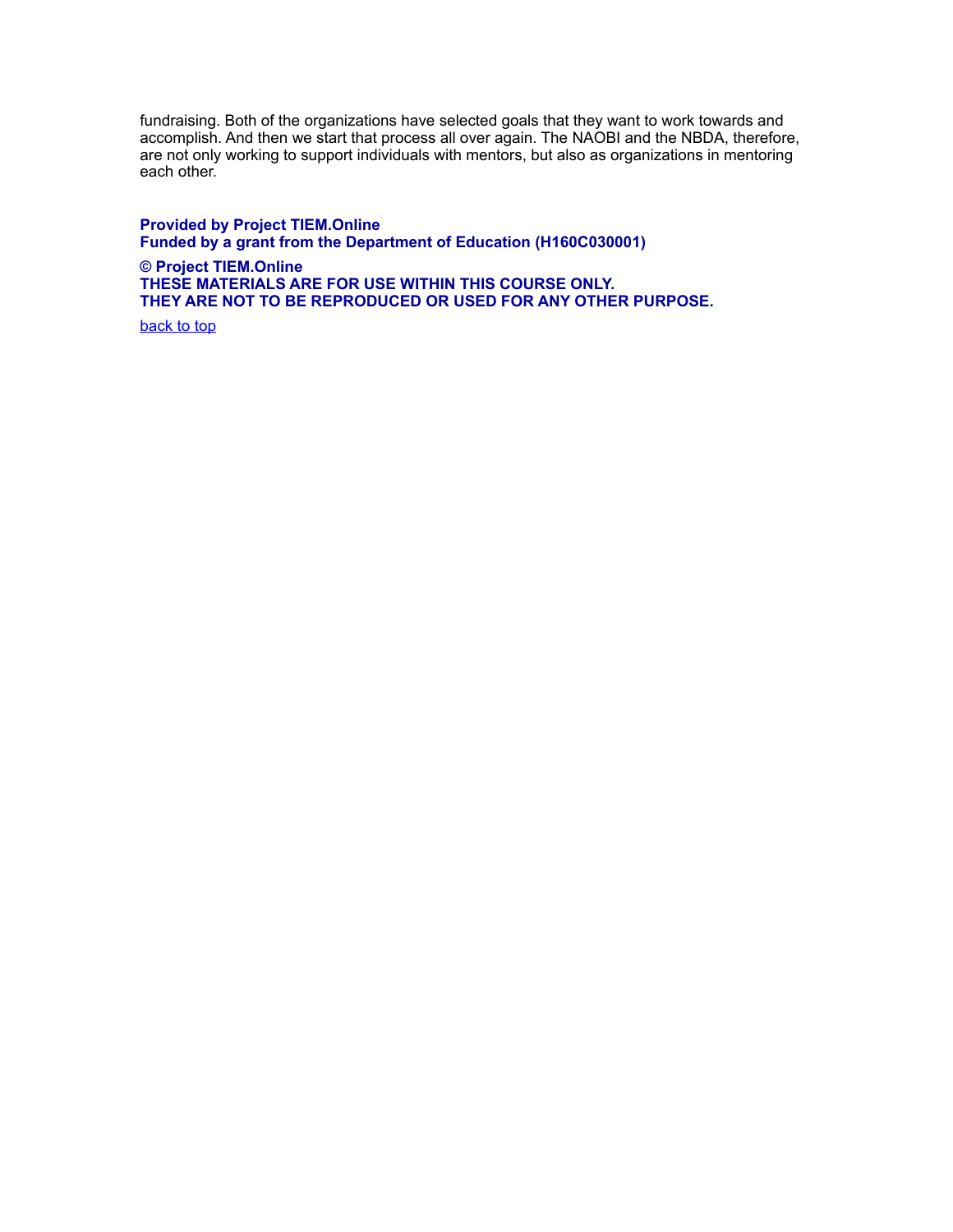fundraising. Both of the organizations have selected goals that they want to work towards and accomplish. And then we start that process all over again. The NAOBI and the NBDA, therefore, are not only working to support individuals with mentors, but also as organizations in mentoring each other.

**Provided by Project TIEM.Online**
**Funded by a grant from the Department of Education (H160C030001)**

**© Project TIEM.Online**
**THESE MATERIALS ARE FOR USE WITHIN THIS COURSE ONLY.**
**THEY ARE NOT TO BE REPRODUCED OR USED FOR ANY OTHER PURPOSE.**

back to top